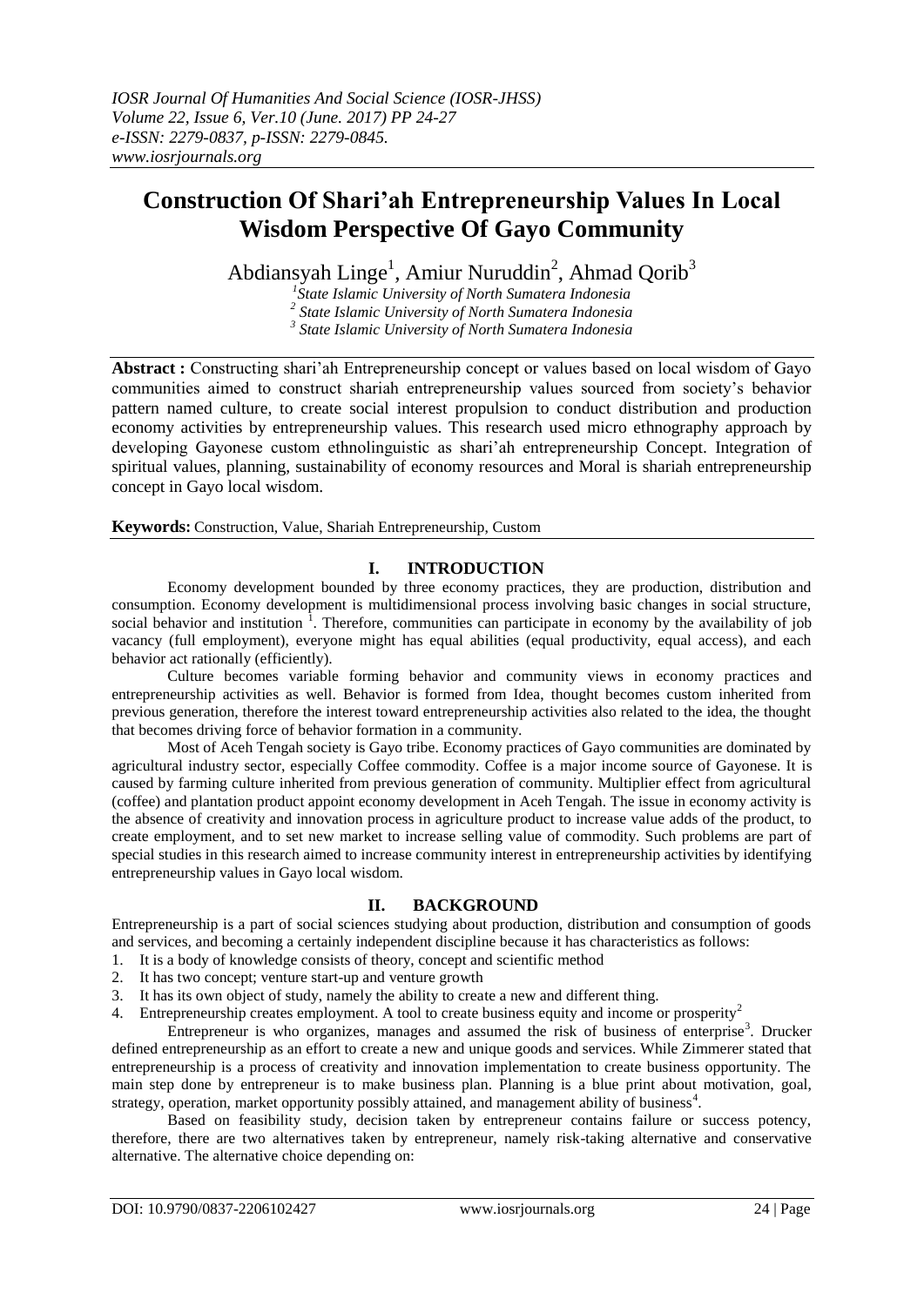# Construction Of Shari'ah Entrepreneurship Values In Local Wisdom Perspective Of Gayo Community

Abdiansyah Linge[1], Amiur Nuruddin[2], Ahmad Qorib[3]

[1]State Islamic University of North Sumatera Indonesia
[2] State Islamic University of North Sumatera Indonesia
[3] State Islamic University of North Sumatera Indonesia

**Abstract :** Constructing shari'ah Entrepreneurship concept or values based on local wisdom of Gayo communities aimed to construct shariah entrepreneurship values sourced from society's behavior pattern named culture, to create social interest propulsion to conduct distribution and production economy activities by entrepreneurship values. This research used micro ethnography approach by developing Gayonese custom ethnolinguistic as shari'ah entrepreneurship Concept. Integration of spiritual values, planning, sustainability of economy resources and Moral is shariah entrepreneurship concept in Gayo local wisdom.

**Keywords:** Construction, Value, Shariah Entrepreneurship, Custom

## I. INTRODUCTION

Economy development bounded by three economy practices, they are production, distribution and consumption. Economy development is multidimensional process involving basic changes in social structure, social behavior and institution [1]. Therefore, communities can participate in economy by the availability of job vacancy (full employment), everyone might has equal abilities (equal productivity, equal access), and each behavior act rationally (efficiently).

Culture becomes variable forming behavior and community views in economy practices and entrepreneurship activities as well. Behavior is formed from Idea, thought becomes custom inherited from previous generation, therefore the interest toward entrepreneurship activities also related to the idea, the thought that becomes driving force of behavior formation in a community.

Most of Aceh Tengah society is Gayo tribe. Economy practices of Gayo communities are dominated by agricultural industry sector, especially Coffee commodity. Coffee is a major income source of Gayonese. It is caused by farming culture inherited from previous generation of community. Multiplier effect from agricultural (coffee) and plantation product appoint economy development in Aceh Tengah. The issue in economy activity is the absence of creativity and innovation process in agriculture product to increase value adds of the product, to create employment, and to set new market to increase selling value of commodity. Such problems are part of special studies in this research aimed to increase community interest in entrepreneurship activities by identifying entrepreneurship values in Gayo local wisdom.

## II. BACKGROUND

Entrepreneurship is a part of social sciences studying about production, distribution and consumption of goods and services, and becoming a certainly independent discipline because it has characteristics as follows:

1. It is a body of knowledge consists of theory, concept and scientific method
2. It has two concept; venture start-up and venture growth
3. It has its own object of study, namely the ability to create a new and different thing.
4. Entrepreneurship creates employment. A tool to create business equity and income or prosperity[2]

Entrepreneur is who organizes, manages and assumed the risk of business of enterprise[3]. Drucker defined entrepreneurship as an effort to create a new and unique goods and services. While Zimmerer stated that entrepreneurship is a process of creativity and innovation implementation to create business opportunity. The main step done by entrepreneur is to make business plan. Planning is a blue print about motivation, goal, strategy, operation, market opportunity possibly attained, and management ability of business[4].

Based on feasibility study, decision taken by entrepreneur contains failure or success potency, therefore, there are two alternatives taken by entrepreneur, namely risk-taking alternative and conservative alternative. The alternative choice depending on: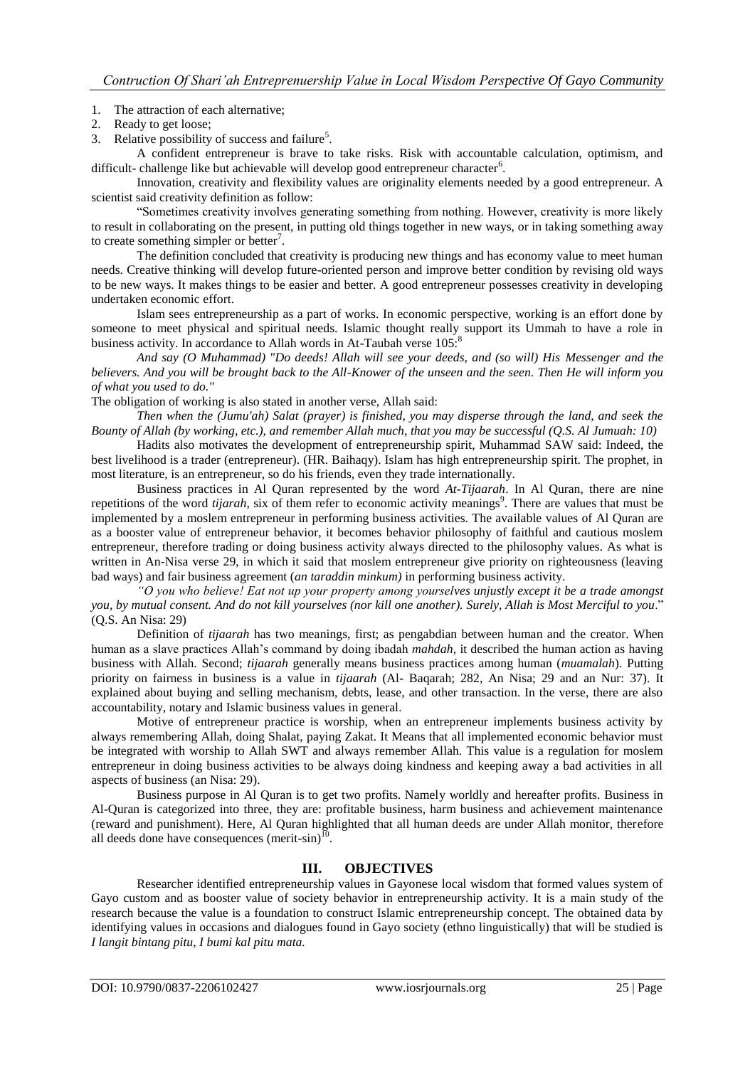1. The attraction of each alternative;
2. Ready to get loose;
3. Relative possibility of success and failure[5].

A confident entrepreneur is brave to take risks. Risk with accountable calculation, optimism, and difficult- challenge like but achievable will develop good entrepreneur character[6].

Innovation, creativity and flexibility values are originality elements needed by a good entrepreneur. A scientist said creativity definition as follow:

"Sometimes creativity involves generating something from nothing. However, creativity is more likely to result in collaborating on the present, in putting old things together in new ways, or in taking something away to create something simpler or better[7].

The definition concluded that creativity is producing new things and has economy value to meet human needs. Creative thinking will develop future-oriented person and improve better condition by revising old ways to be new ways. It makes things to be easier and better. A good entrepreneur possesses creativity in developing undertaken economic effort.

Islam sees entrepreneurship as a part of works. In economic perspective, working is an effort done by someone to meet physical and spiritual needs. Islamic thought really support its Ummah to have a role in business activity. In accordance to Allah words in At-Taubah verse 105:[8]

*And say (O Muhammad) "Do deeds! Allah will see your deeds, and (so will) His Messenger and the believers. And you will be brought back to the All-Knower of the unseen and the seen. Then He will inform you of what you used to do."*

The obligation of working is also stated in another verse, Allah said:

*Then when the (Jumu'ah) Salat (prayer) is finished, you may disperse through the land, and seek the Bounty of Allah (by working, etc.), and remember Allah much, that you may be successful (Q.S. Al Jumuah: 10)*

Hadits also motivates the development of entrepreneurship spirit, Muhammad SAW said: Indeed, the best livelihood is a trader (entrepreneur). (HR. Baihaqy). Islam has high entrepreneurship spirit. The prophet, in most literature, is an entrepreneur, so do his friends, even they trade internationally.

Business practices in Al Quran represented by the word *At-Tijaarah*. In Al Quran, there are nine repetitions of the word *tijarah*, six of them refer to economic activity meanings[9]. There are values that must be implemented by a moslem entrepreneur in performing business activities. The available values of Al Quran are as a booster value of entrepreneur behavior, it becomes behavior philosophy of faithful and cautious moslem entrepreneur, therefore trading or doing business activity always directed to the philosophy values. As what is written in An-Nisa verse 29, in which it said that moslem entrepreneur give priority on righteousness (leaving bad ways) and fair business agreement (*an taraddin minkum)* in performing business activity.

*"O you who believe! Eat not up your property among yourselves unjustly except it be a trade amongst you, by mutual consent. And do not kill yourselves (nor kill one another). Surely, Allah is Most Merciful to you*." (Q.S. An Nisa: 29)

Definition of *tijaarah* has two meanings, first; as pengabdian between human and the creator. When human as a slave practices Allah's command by doing ibadah *mahdah,* it described the human action as having business with Allah. Second; *tijaarah* generally means business practices among human (*muamalah*). Putting priority on fairness in business is a value in *tijaarah* (Al- Baqarah; 282, An Nisa; 29 and an Nur: 37). It explained about buying and selling mechanism, debts, lease, and other transaction. In the verse, there are also accountability, notary and Islamic business values in general.

Motive of entrepreneur practice is worship, when an entrepreneur implements business activity by always remembering Allah, doing Shalat, paying Zakat. It Means that all implemented economic behavior must be integrated with worship to Allah SWT and always remember Allah. This value is a regulation for moslem entrepreneur in doing business activities to be always doing kindness and keeping away a bad activities in all aspects of business (an Nisa: 29).

Business purpose in Al Quran is to get two profits. Namely worldly and hereafter profits. Business in Al-Quran is categorized into three, they are: profitable business, harm business and achievement maintenance (reward and punishment). Here, Al Quran highlighted that all human deeds are under Allah monitor, therefore all deeds done have consequences (merit-sin)[10].

## III. OBJECTIVES

Researcher identified entrepreneurship values in Gayonese local wisdom that formed values system of Gayo custom and as booster value of society behavior in entrepreneurship activity. It is a main study of the research because the value is a foundation to construct Islamic entrepreneurship concept. The obtained data by identifying values in occasions and dialogues found in Gayo society (ethno linguistically) that will be studied is *I langit bintang pitu, I bumi kal pitu mata.*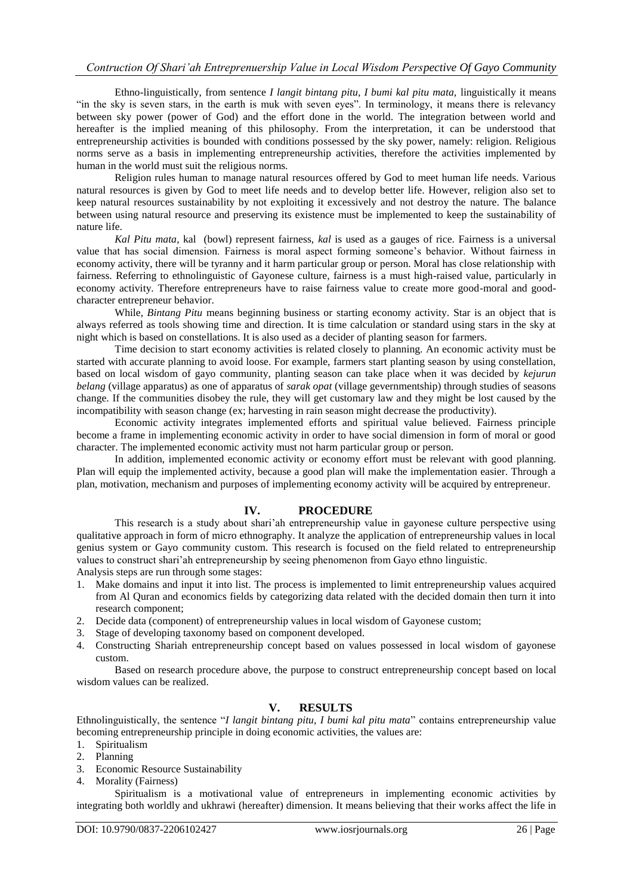Ethno-linguistically, from sentence *I langit bintang pitu, I bumi kal pitu mata,* linguistically it means "in the sky is seven stars, in the earth is muk with seven eyes". In terminology, it means there is relevancy between sky power (power of God) and the effort done in the world. The integration between world and hereafter is the implied meaning of this philosophy. From the interpretation, it can be understood that entrepreneurship activities is bounded with conditions possessed by the sky power, namely: religion. Religious norms serve as a basis in implementing entrepreneurship activities, therefore the activities implemented by human in the world must suit the religious norms.

Religion rules human to manage natural resources offered by God to meet human life needs. Various natural resources is given by God to meet life needs and to develop better life. However, religion also set to keep natural resources sustainability by not exploiting it excessively and not destroy the nature. The balance between using natural resource and preserving its existence must be implemented to keep the sustainability of nature life.

*Kal Pitu mata*, kal (bowl) represent fairness, *kal* is used as a gauges of rice. Fairness is a universal value that has social dimension. Fairness is moral aspect forming someone's behavior. Without fairness in economy activity, there will be tyranny and it harm particular group or person. Moral has close relationship with fairness. Referring to ethnolinguistic of Gayonese culture, fairness is a must high-raised value, particularly in economy activity. Therefore entrepreneurs have to raise fairness value to create more good-moral and good-character entrepreneur behavior.

While, *Bintang Pitu* means beginning business or starting economy activity. Star is an object that is always referred as tools showing time and direction. It is time calculation or standard using stars in the sky at night which is based on constellations. It is also used as a decider of planting season for farmers.

Time decision to start economy activities is related closely to planning. An economic activity must be started with accurate planning to avoid loose. For example, farmers start planting season by using constellation, based on local wisdom of gayo community, planting season can take place when it was decided by *kejurun belang* (village apparatus) as one of apparatus of *sarak opat* (village gevernmentship) through studies of seasons change. If the communities disobey the rule, they will get customary law and they might be lost caused by the incompatibility with season change (ex; harvesting in rain season might decrease the productivity).

Economic activity integrates implemented efforts and spiritual value believed. Fairness principle become a frame in implementing economic activity in order to have social dimension in form of moral or good character. The implemented economic activity must not harm particular group or person.

In addition, implemented economic activity or economy effort must be relevant with good planning. Plan will equip the implemented activity, because a good plan will make the implementation easier. Through a plan, motivation, mechanism and purposes of implementing economy activity will be acquired by entrepreneur.

## IV. PROCEDURE

This research is a study about shari'ah entrepreneurship value in gayonese culture perspective using qualitative approach in form of micro ethnography. It analyze the application of entrepreneurship values in local genius system or Gayo community custom. This research is focused on the field related to entrepreneurship values to construct shari'ah entrepreneurship by seeing phenomenon from Gayo ethno linguistic.

Analysis steps are run through some stages:

1. Make domains and input it into list. The process is implemented to limit entrepreneurship values acquired from Al Quran and economics fields by categorizing data related with the decided domain then turn it into research component;
2. Decide data (component) of entrepreneurship values in local wisdom of Gayonese custom;
3. Stage of developing taxonomy based on component developed.
4. Constructing Shariah entrepreneurship concept based on values possessed in local wisdom of gayonese custom.

Based on research procedure above, the purpose to construct entrepreneurship concept based on local wisdom values can be realized.

## V. RESULTS

Ethnolinguistically, the sentence "*I langit bintang pitu, I bumi kal pitu mata*" contains entrepreneurship value becoming entrepreneurship principle in doing economic activities, the values are:

1. Spiritualism
2. Planning
3. Economic Resource Sustainability
4. Morality (Fairness)

Spiritualism is a motivational value of entrepreneurs in implementing economic activities by integrating both worldly and ukhrawi (hereafter) dimension. It means believing that their works affect the life in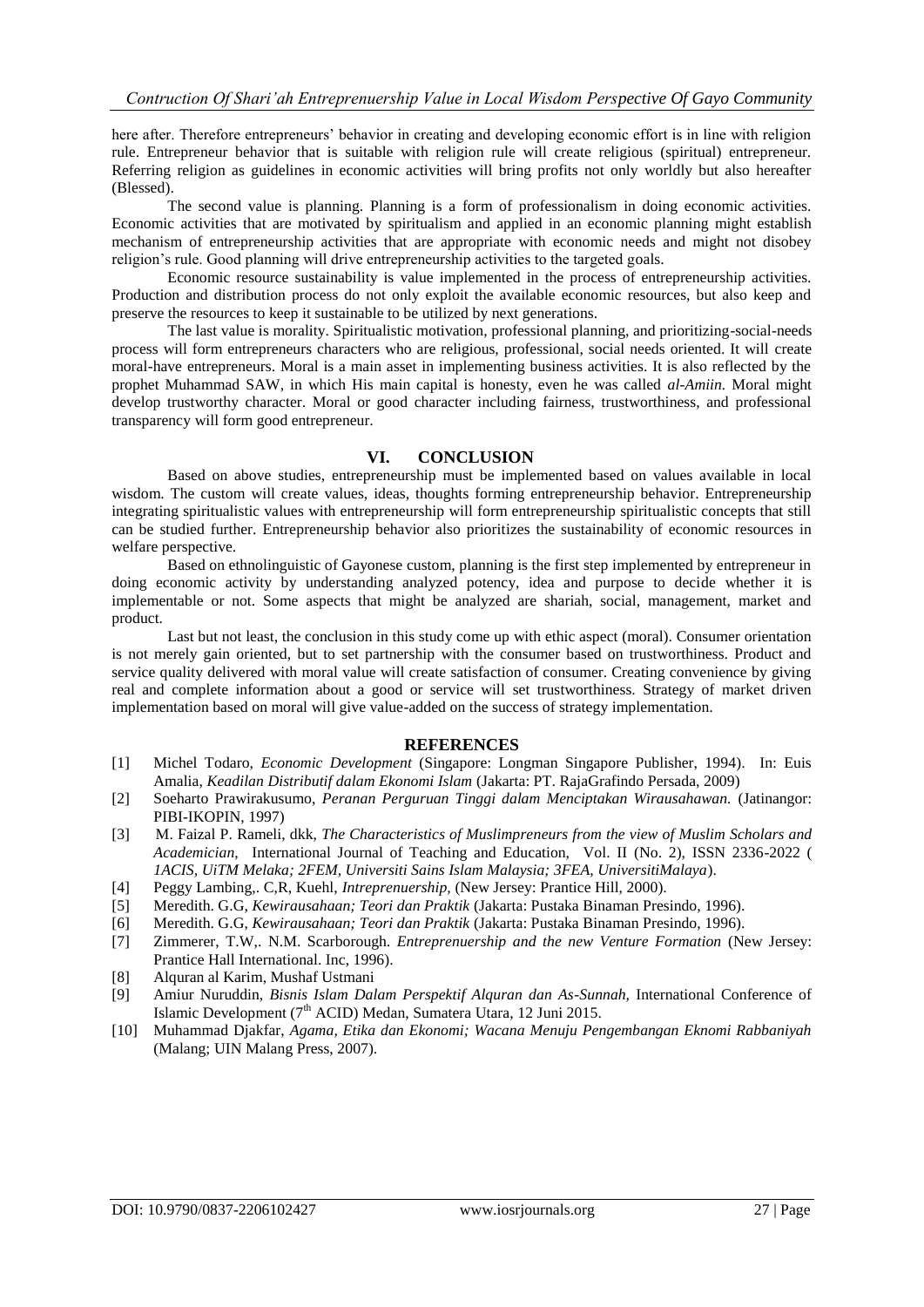here after. Therefore entrepreneurs' behavior in creating and developing economic effort is in line with religion rule. Entrepreneur behavior that is suitable with religion rule will create religious (spiritual) entrepreneur. Referring religion as guidelines in economic activities will bring profits not only worldly but also hereafter (Blessed).

The second value is planning. Planning is a form of professionalism in doing economic activities. Economic activities that are motivated by spiritualism and applied in an economic planning might establish mechanism of entrepreneurship activities that are appropriate with economic needs and might not disobey religion's rule. Good planning will drive entrepreneurship activities to the targeted goals.

Economic resource sustainability is value implemented in the process of entrepreneurship activities. Production and distribution process do not only exploit the available economic resources, but also keep and preserve the resources to keep it sustainable to be utilized by next generations.

The last value is morality. Spiritualistic motivation, professional planning, and prioritizing-social-needs process will form entrepreneurs characters who are religious, professional, social needs oriented. It will create moral-have entrepreneurs. Moral is a main asset in implementing business activities. It is also reflected by the prophet Muhammad SAW, in which His main capital is honesty, even he was called *al-Amiin.* Moral might develop trustworthy character. Moral or good character including fairness, trustworthiness, and professional transparency will form good entrepreneur.

## VI. CONCLUSION

Based on above studies, entrepreneurship must be implemented based on values available in local wisdom. The custom will create values, ideas, thoughts forming entrepreneurship behavior. Entrepreneurship integrating spiritualistic values with entrepreneurship will form entrepreneurship spiritualistic concepts that still can be studied further. Entrepreneurship behavior also prioritizes the sustainability of economic resources in welfare perspective.

Based on ethnolinguistic of Gayonese custom, planning is the first step implemented by entrepreneur in doing economic activity by understanding analyzed potency, idea and purpose to decide whether it is implementable or not. Some aspects that might be analyzed are shariah, social, management, market and product.

Last but not least, the conclusion in this study come up with ethic aspect (moral). Consumer orientation is not merely gain oriented, but to set partnership with the consumer based on trustworthiness. Product and service quality delivered with moral value will create satisfaction of consumer. Creating convenience by giving real and complete information about a good or service will set trustworthiness. Strategy of market driven implementation based on moral will give value-added on the success of strategy implementation.

## REFERENCES

[1] Michel Todaro, *Economic Development* (Singapore: Longman Singapore Publisher, 1994). In: Euis Amalia, *Keadilan Distributif dalam Ekonomi Islam* (Jakarta: PT. RajaGrafindo Persada, 2009)

[2] Soeharto Prawirakusumo, *Peranan Perguruan Tinggi dalam Menciptakan Wirausahawan.* (Jatinangor: PIBI-IKOPIN, 1997)

[3] M. Faizal P. Rameli, dkk, *The Characteristics of Muslimpreneurs from the view of Muslim Scholars and Academician,* International Journal of Teaching and Education, Vol. II (No. 2), ISSN 2336-2022 ( *1ACIS, UiTM Melaka; 2FEM, Universiti Sains Islam Malaysia; 3FEA, UniversitiMalaya*).

[4] Peggy Lambing,. C,R, Kuehl, *Intreprenuership,* (New Jersey: Prantice Hill, 2000).

[5] Meredith. G.G, *Kewirausahaan; Teori dan Praktik* (Jakarta: Pustaka Binaman Presindo, 1996).

[6] Meredith. G.G, *Kewirausahaan; Teori dan Praktik* (Jakarta: Pustaka Binaman Presindo, 1996).

[7] Zimmerer, T.W,. N.M. Scarborough. *Entreprenuership and the new Venture Formation* (New Jersey: Prantice Hall International. Inc, 1996).

[8] Alquran al Karim, Mushaf Ustmani

[9] Amiur Nuruddin, *Bisnis Islam Dalam Perspektif Alquran dan As-Sunnah,* International Conference of Islamic Development (7th ACID) Medan, Sumatera Utara, 12 Juni 2015.

[10] Muhammad Djakfar, *Agama, Etika dan Ekonomi; Wacana Menuju Pengembangan Eknomi Rabbaniyah* (Malang; UIN Malang Press, 2007).